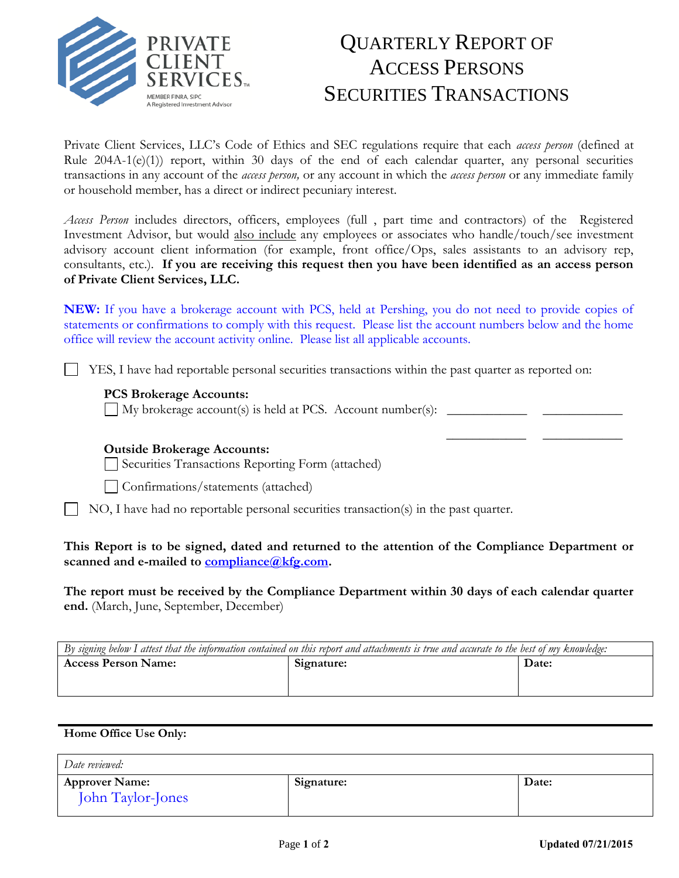PRIVATE CLIENT SERVICES™

MEMBER FINRA, SIPC
A Registered Investment Advisor

# QUARTERLY REPORT OF ACCESS PERSONS SECURITIES TRANSACTIONS

Private Client Services, LLC's Code of Ethics and SEC regulations require that each *access person* (defined at Rule 204A-1(e)(1)) report, within 30 days of the end of each calendar quarter, any personal securities transactions in any account of the *access person,* or any account in which the *access person* or any immediate family or household member, has a direct or indirect pecuniary interest.

*Access Person* includes directors, officers, employees (full , part time and contractors) of the Registered Investment Advisor, but would also include any employees or associates who handle/touch/see investment advisory account client information (for example, front office/Ops, sales assistants to an advisory rep, consultants, etc.). **If you are receiving this request then you have been identified as an access person of Private Client Services, LLC.**

**NEW:** If you have a brokerage account with PCS, held at Pershing, you do not need to provide copies of statements or confirmations to comply with this request. Please list the account numbers below and the home office will review the account activity online. Please list all applicable accounts.

☐ YES, I have had reportable personal securities transactions within the past quarter as reported on:

**PCS Brokerage Accounts:**

☐ My brokerage account(s) is held at PCS. Account number(s): ____________ ____________

____________ ____________

**Outside Brokerage Accounts:**

☐ Securities Transactions Reporting Form (attached)

☐ Confirmations/statements (attached)

☐ NO, I have had no reportable personal securities transaction(s) in the past quarter.

**This Report is to be signed, dated and returned to the attention of the Compliance Department or scanned and e-mailed to compliance@kfg.com.**

**The report must be received by the Compliance Department within 30 days of each calendar quarter end.** (March, June, September, December)

| *By signing below I attest that the information contained on this report and attachments is true and accurate to the best of my knowledge:* | | |
|---|---|---|
| **Access Person Name:** | **Signature:** | **Date:** |

**Home Office Use Only:**

| *Date reviewed:* | | |
|---|---|---|
| **Approver Name:** John Taylor-Jones | **Signature:** | **Date:** |

Updated 07/21/2015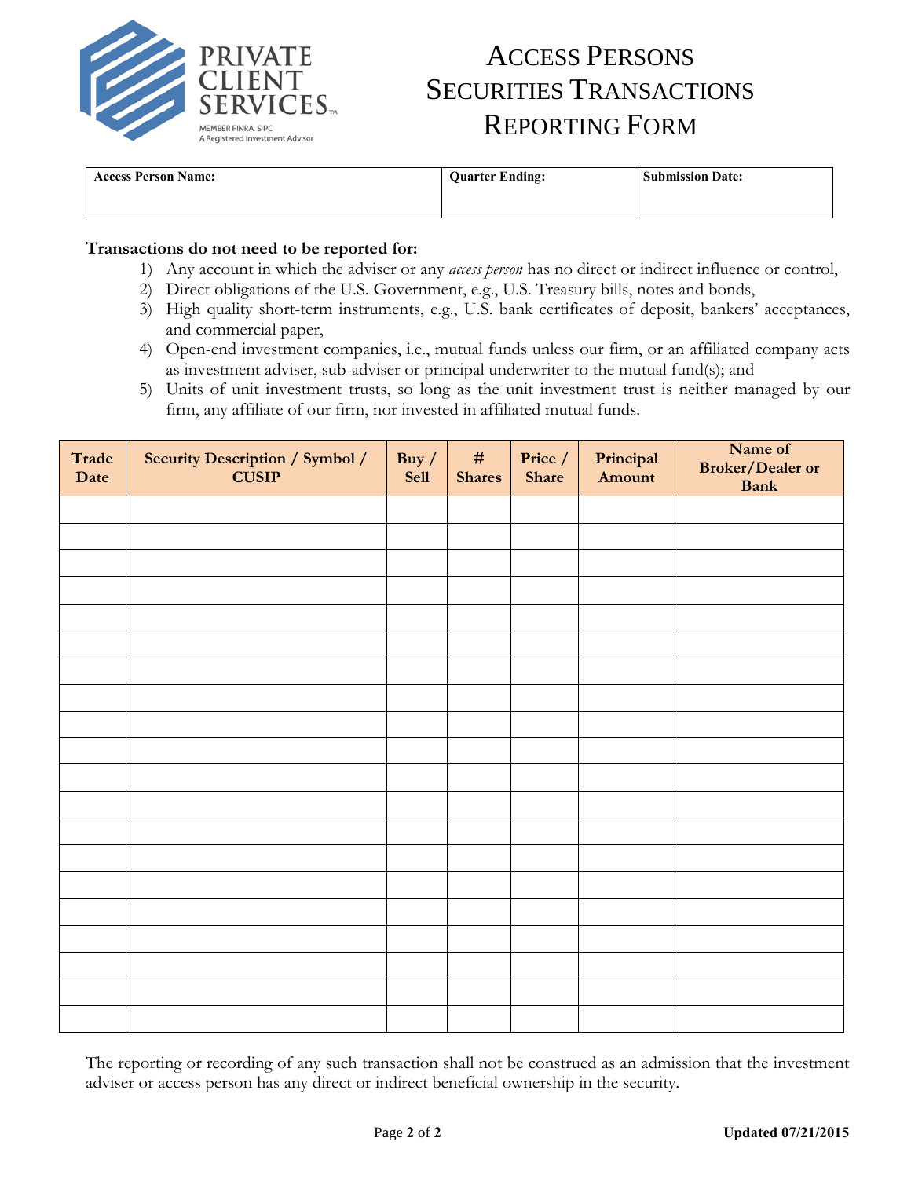PRIVATE CLIENT SERVICES™

MEMBER FINRA, SIPC
A Registered Investment Advisor

# Access Persons Securities Transactions Reporting Form

| Access Person Name: | Quarter Ending: | Submission Date: |
|---|---|---|
| | | |

**Transactions do not need to be reported for:**

1) Any account in which the adviser or any *access person* has no direct or indirect influence or control,
2) Direct obligations of the U.S. Government, e.g., U.S. Treasury bills, notes and bonds,
3) High quality short-term instruments, e.g., U.S. bank certificates of deposit, bankers' acceptances, and commercial paper,
4) Open-end investment companies, i.e., mutual funds unless our firm, or an affiliated company acts as investment adviser, sub-adviser or principal underwriter to the mutual fund(s); and
5) Units of unit investment trusts, so long as the unit investment trust is neither managed by our firm, any affiliate of our firm, nor invested in affiliated mutual funds.

| Trade Date | Security Description / Symbol / CUSIP | Buy / Sell | # Shares | Price / Share | Principal Amount | Name of Broker/Dealer or Bank |
|---|---|---|---|---|---|---|
| | | | | | | |
| | | | | | | |
| | | | | | | |
| | | | | | | |
| | | | | | | |
| | | | | | | |
| | | | | | | |
| | | | | | | |
| | | | | | | |
| | | | | | | |
| | | | | | | |
| | | | | | | |
| | | | | | | |
| | | | | | | |
| | | | | | | |
| | | | | | | |
| | | | | | | |
| | | | | | | |
| | | | | | | |
| | | | | | | |

The reporting or recording of any such transaction shall not be construed as an admission that the investment adviser or access person has any direct or indirect beneficial ownership in the security.

**Updated 07/21/2015**